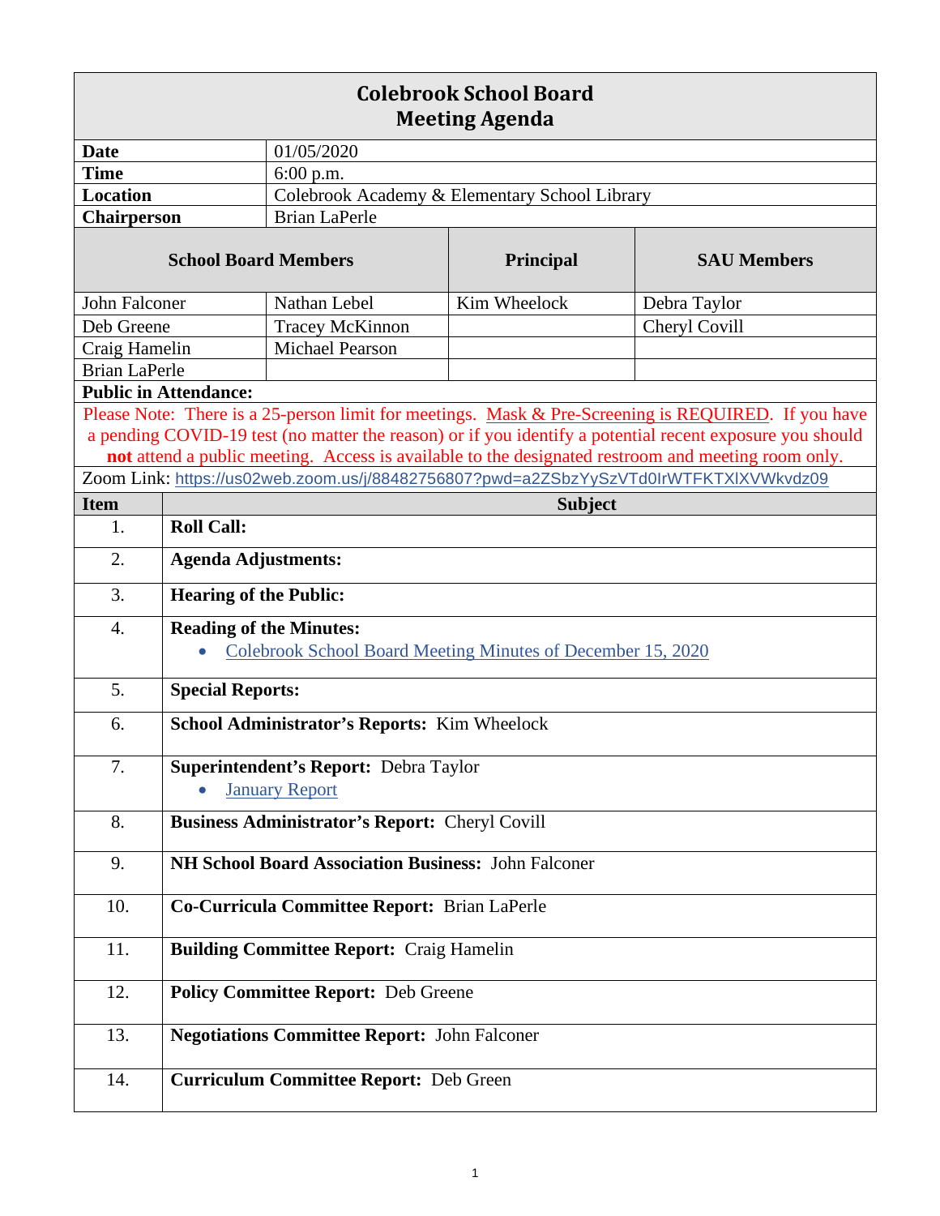# Colebrook School Board
## Meeting Agenda

| | |
|---|---|
| **Date** | 01/05/2020 |
| **Time** | 6:00 p.m. |
| **Location** | Colebrook Academy & Elementary School Library |
| **Chairperson** | Brian LaPerle |

| **School Board Members** | | **Principal** | **SAU Members** |
|---|---|---|---|
| John Falconer | Nathan Lebel | Kim Wheelock | Debra Taylor |
| Deb Greene | Tracey McKinnon | | Cheryl Covill |
| Craig Hamelin | Michael Pearson | | |
| Brian LaPerle | | | |

**Public in Attendance:**

Please Note: There is a 25-person limit for meetings. Mask & Pre-Screening is REQUIRED. If you have a pending COVID-19 test (no matter the reason) or if you identify a potential recent exposure you should **not** attend a public meeting. Access is available to the designated restroom and meeting room only.

Zoom Link: https://us02web.zoom.us/j/88482756807?pwd=a2ZSbzYySzVTd0IrWTFKTXlXVWkvdz09

| Item | Subject |
|---|---|
| 1. | **Roll Call:** |
| 2. | **Agenda Adjustments:** |
| 3. | **Hearing of the Public:** |
| 4. | **Reading of the Minutes:** <br> • Colebrook School Board Meeting Minutes of December 15, 2020 |
| 5. | **Special Reports:** |
| 6. | **School Administrator's Reports:** Kim Wheelock |
| 7. | **Superintendent's Report:** Debra Taylor <br> • January Report |
| 8. | **Business Administrator's Report:** Cheryl Covill |
| 9. | **NH School Board Association Business:** John Falconer |
| 10. | **Co-Curricula Committee Report:** Brian LaPerle |
| 11. | **Building Committee Report:** Craig Hamelin |
| 12. | **Policy Committee Report:** Deb Greene |
| 13. | **Negotiations Committee Report:** John Falconer |
| 14. | **Curriculum Committee Report:** Deb Green |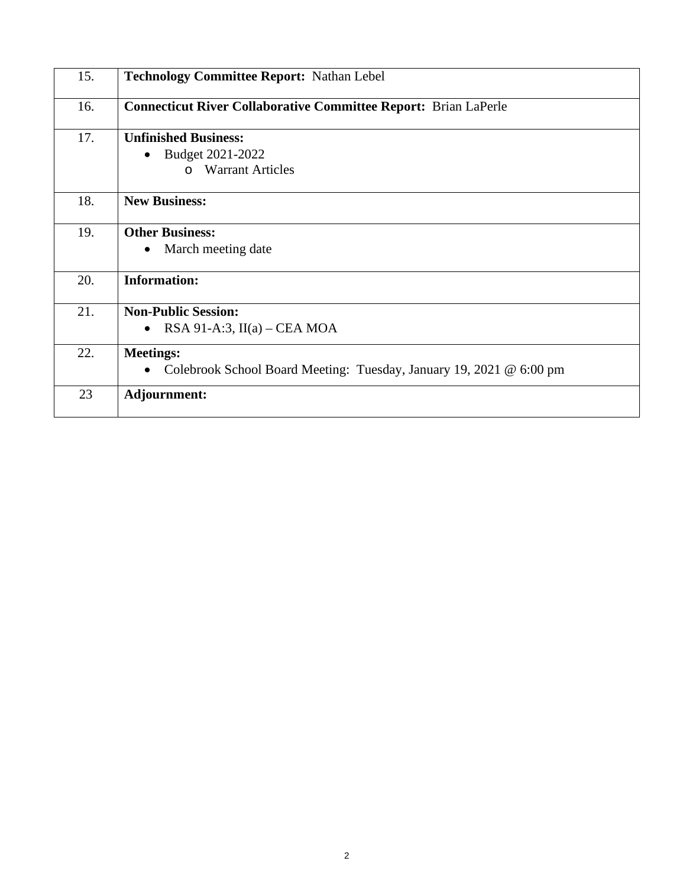| | |
|---|---|
| 15. | **Technology Committee Report:** Nathan Lebel |
| 16. | **Connecticut River Collaborative Committee Report:** Brian LaPerle |
| 17. | **Unfinished Business:**<br>• Budget 2021-2022<br>&nbsp;&nbsp;&nbsp;&nbsp;o Warrant Articles |
| 18. | **New Business:** |
| 19. | **Other Business:**<br>• March meeting date |
| 20. | **Information:** |
| 21. | **Non-Public Session:**<br>• RSA 91-A:3, II(a) – CEA MOA |
| 22. | **Meetings:**<br>• Colebrook School Board Meeting: Tuesday, January 19, 2021 @ 6:00 pm |
| 23 | **Adjournment:** |